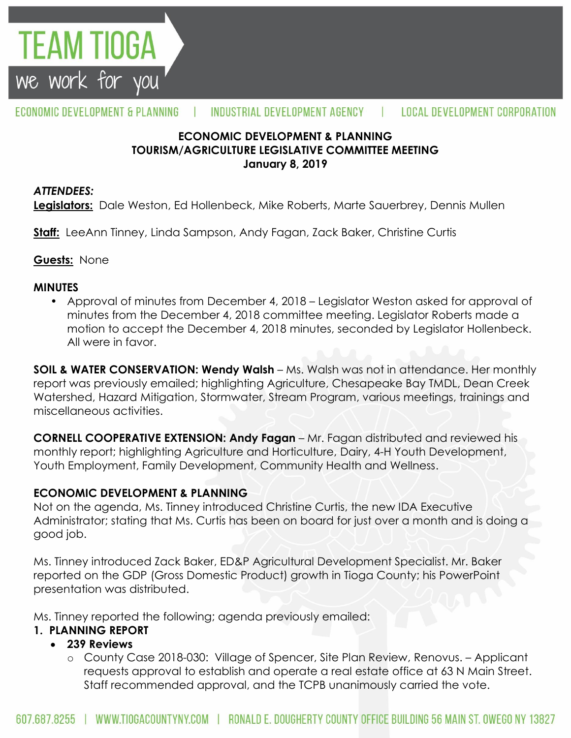# ECONOMIC DEVELOPMENT & PLANNING
## TOURISM/AGRICULTURE LEGISLATIVE COMMITTEE MEETING
### January 8, 2019

***ATTENDEES:***

**Legislators:** Dale Weston, Ed Hollenbeck, Mike Roberts, Marte Sauerbrey, Dennis Mullen

**Staff:** LeeAnn Tinney, Linda Sampson, Andy Fagan, Zack Baker, Christine Curtis

**Guests:** None

**MINUTES**

- Approval of minutes from December 4, 2018 – Legislator Weston asked for approval of minutes from the December 4, 2018 committee meeting. Legislator Roberts made a motion to accept the December 4, 2018 minutes, seconded by Legislator Hollenbeck. All were in favor.

**SOIL & WATER CONSERVATION: Wendy Walsh** – Ms. Walsh was not in attendance. Her monthly report was previously emailed; highlighting Agriculture, Chesapeake Bay TMDL, Dean Creek Watershed, Hazard Mitigation, Stormwater, Stream Program, various meetings, trainings and miscellaneous activities.

**CORNELL COOPERATIVE EXTENSION: Andy Fagan** – Mr. Fagan distributed and reviewed his monthly report; highlighting Agriculture and Horticulture, Dairy, 4-H Youth Development, Youth Employment, Family Development, Community Health and Wellness.

**ECONOMIC DEVELOPMENT & PLANNING**

Not on the agenda, Ms. Tinney introduced Christine Curtis, the new IDA Executive Administrator; stating that Ms. Curtis has been on board for just over a month and is doing a good job.

Ms. Tinney introduced Zack Baker, ED&P Agricultural Development Specialist. Mr. Baker reported on the GDP (Gross Domestic Product) growth in Tioga County; his PowerPoint presentation was distributed.

Ms. Tinney reported the following; agenda previously emailed:

1. **PLANNING REPORT**
   - **239 Reviews**
     - County Case 2018-030: Village of Spencer, Site Plan Review, Renovus. – Applicant requests approval to establish and operate a real estate office at 63 N Main Street. Staff recommended approval, and the TCPB unanimously carried the vote.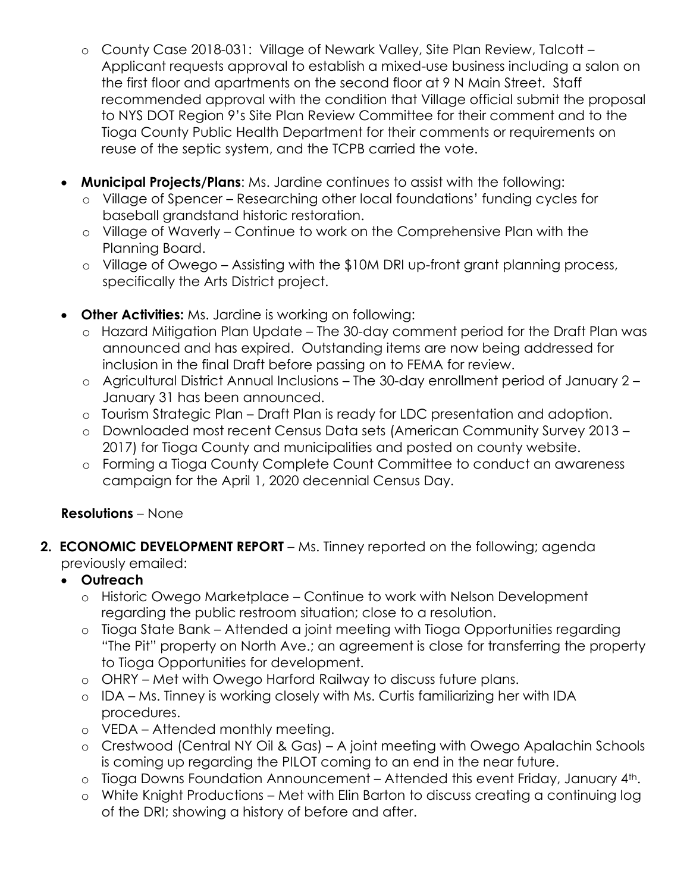- County Case 2018-031: Village of Newark Valley, Site Plan Review, Talcott – Applicant requests approval to establish a mixed-use business including a salon on the first floor and apartments on the second floor at 9 N Main Street. Staff recommended approval with the condition that Village official submit the proposal to NYS DOT Region 9's Site Plan Review Committee for their comment and to the Tioga County Public Health Department for their comments or requirements on reuse of the septic system, and the TCPB carried the vote.

- **Municipal Projects/Plans**: Ms. Jardine continues to assist with the following:
  - Village of Spencer – Researching other local foundations' funding cycles for baseball grandstand historic restoration.
  - Village of Waverly – Continue to work on the Comprehensive Plan with the Planning Board.
  - Village of Owego – Assisting with the $10M DRI up-front grant planning process, specifically the Arts District project.

- **Other Activities:** Ms. Jardine is working on following:
  - Hazard Mitigation Plan Update – The 30-day comment period for the Draft Plan was announced and has expired. Outstanding items are now being addressed for inclusion in the final Draft before passing on to FEMA for review.
  - Agricultural District Annual Inclusions – The 30-day enrollment period of January 2 – January 31 has been announced.
  - Tourism Strategic Plan – Draft Plan is ready for LDC presentation and adoption.
  - Downloaded most recent Census Data sets (American Community Survey 2013 – 2017) for Tioga County and municipalities and posted on county website.
  - Forming a Tioga County Complete Count Committee to conduct an awareness campaign for the April 1, 2020 decennial Census Day.

**Resolutions** – None

2. **ECONOMIC DEVELOPMENT REPORT** – Ms. Tinney reported on the following; agenda previously emailed:
   - **Outreach**
     - Historic Owego Marketplace – Continue to work with Nelson Development regarding the public restroom situation; close to a resolution.
     - Tioga State Bank – Attended a joint meeting with Tioga Opportunities regarding "The Pit" property on North Ave.; an agreement is close for transferring the property to Tioga Opportunities for development.
     - OHRY – Met with Owego Harford Railway to discuss future plans.
     - IDA – Ms. Tinney is working closely with Ms. Curtis familiarizing her with IDA procedures.
     - VEDA – Attended monthly meeting.
     - Crestwood (Central NY Oil & Gas) – A joint meeting with Owego Apalachin Schools is coming up regarding the PILOT coming to an end in the near future.
     - Tioga Downs Foundation Announcement – Attended this event Friday, January 4th.
     - White Knight Productions – Met with Elin Barton to discuss creating a continuing log of the DRI; showing a history of before and after.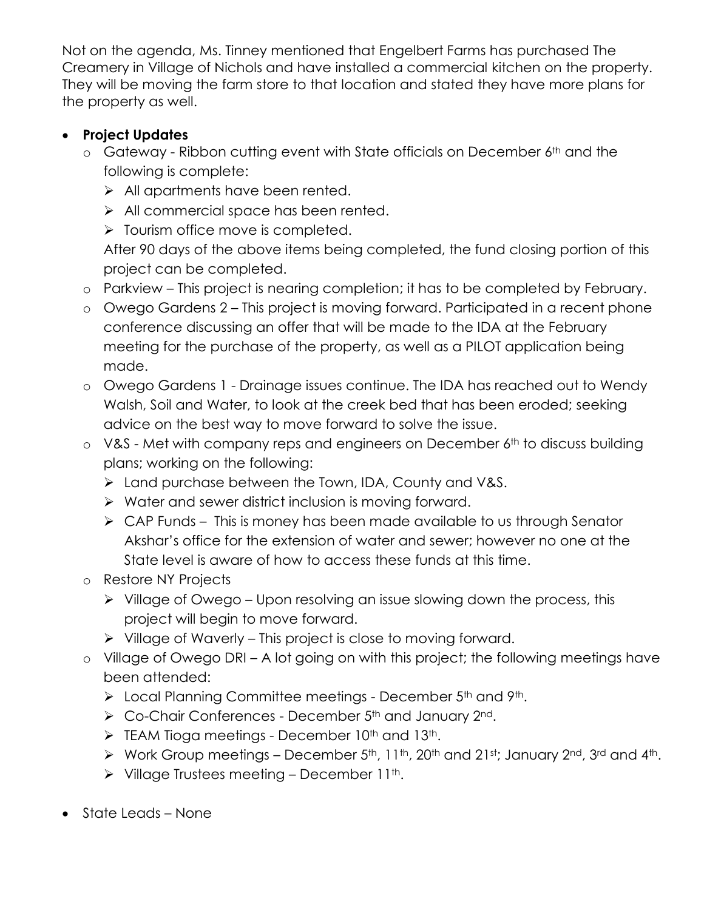Not on the agenda, Ms. Tinney mentioned that Engelbert Farms has purchased The Creamery in Village of Nichols and have installed a commercial kitchen on the property. They will be moving the farm store to that location and stated they have more plans for the property as well.

- **Project Updates**
  - Gateway - Ribbon cutting event with State officials on December 6th and the following is complete:
    - All apartments have been rented.
    - All commercial space has been rented.
    - Tourism office move is completed.

    After 90 days of the above items being completed, the fund closing portion of this project can be completed.
  - Parkview – This project is nearing completion; it has to be completed by February.
  - Owego Gardens 2 – This project is moving forward. Participated in a recent phone conference discussing an offer that will be made to the IDA at the February meeting for the purchase of the property, as well as a PILOT application being made.
  - Owego Gardens 1 - Drainage issues continue. The IDA has reached out to Wendy Walsh, Soil and Water, to look at the creek bed that has been eroded; seeking advice on the best way to move forward to solve the issue.
  - V&S - Met with company reps and engineers on December 6th to discuss building plans; working on the following:
    - Land purchase between the Town, IDA, County and V&S.
    - Water and sewer district inclusion is moving forward.
    - CAP Funds – This is money has been made available to us through Senator Akshar's office for the extension of water and sewer; however no one at the State level is aware of how to access these funds at this time.
  - Restore NY Projects
    - Village of Owego – Upon resolving an issue slowing down the process, this project will begin to move forward.
    - Village of Waverly – This project is close to moving forward.
  - Village of Owego DRI – A lot going on with this project; the following meetings have been attended:
    - Local Planning Committee meetings - December 5th and 9th.
    - Co-Chair Conferences - December 5th and January 2nd.
    - TEAM Tioga meetings - December 10th and 13th.
    - Work Group meetings – December 5th, 11th, 20th and 21st; January 2nd, 3rd and 4th.
    - Village Trustees meeting – December 11th.
- State Leads – None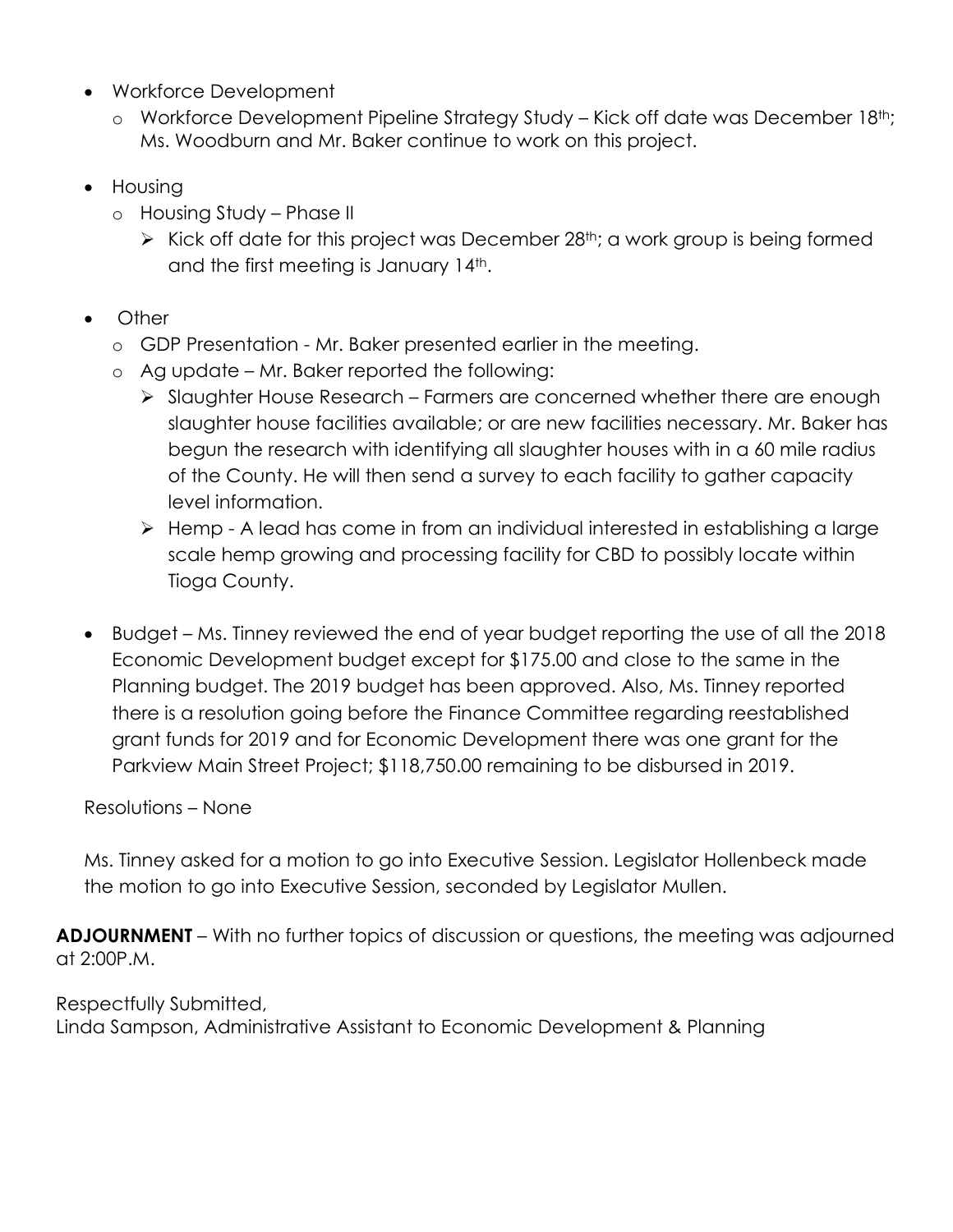- Workforce Development
  - Workforce Development Pipeline Strategy Study – Kick off date was December 18th; Ms. Woodburn and Mr. Baker continue to work on this project.
- Housing
  - Housing Study – Phase II
    - Kick off date for this project was December 28th; a work group is being formed and the first meeting is January 14th.
- Other
  - GDP Presentation - Mr. Baker presented earlier in the meeting.
  - Ag update – Mr. Baker reported the following:
    - Slaughter House Research – Farmers are concerned whether there are enough slaughter house facilities available; or are new facilities necessary. Mr. Baker has begun the research with identifying all slaughter houses with in a 60 mile radius of the County. He will then send a survey to each facility to gather capacity level information.
    - Hemp - A lead has come in from an individual interested in establishing a large scale hemp growing and processing facility for CBD to possibly locate within Tioga County.
- Budget – Ms. Tinney reviewed the end of year budget reporting the use of all the 2018 Economic Development budget except for $175.00 and close to the same in the Planning budget. The 2019 budget has been approved. Also, Ms. Tinney reported there is a resolution going before the Finance Committee regarding reestablished grant funds for 2019 and for Economic Development there was one grant for the Parkview Main Street Project; $118,750.00 remaining to be disbursed in 2019.

Resolutions – None

Ms. Tinney asked for a motion to go into Executive Session. Legislator Hollenbeck made the motion to go into Executive Session, seconded by Legislator Mullen.

**ADJOURNMENT** – With no further topics of discussion or questions, the meeting was adjourned at 2:00P.M.

Respectfully Submitted,
Linda Sampson, Administrative Assistant to Economic Development & Planning